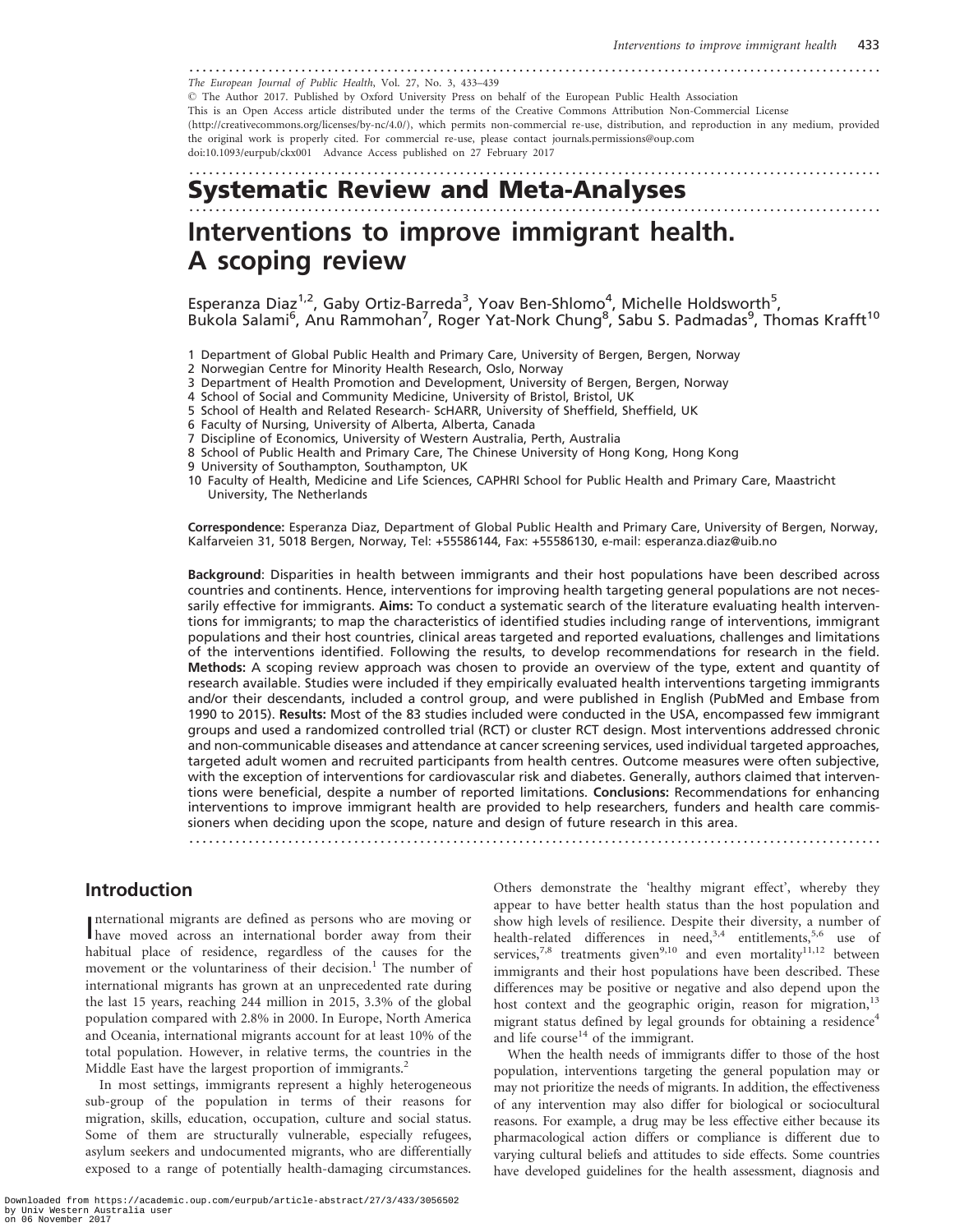The European Journal of Public Health, Vol. 27, No. 3, 433–439

© The Author 2017. Published by Oxford University Press on behalf of the European Public Health Association

This is an Open Access article distributed under the terms of the Creative Commons Attribution Non-Commercial License (http://creativecommons.org/licenses/by-nc/4.0/), which permits non-commercial re-use, distribution, and reproduction in any medium, provided the original work is properly cited. For commercial re-use, please contact journals.permissions@oup.com

doi:10.1093/eurpub/ckx001 Advance Access published on 27 February 2017

## Systematic Review and Meta-Analyses

# Interventions to improve immigrant health. A scoping review

Esperanza Diaz[1,2], Gaby Ortiz-Barreda[3], Yoav Ben-Shlomo[4], Michelle Holdsworth[5], Bukola Salami[6], Anu Rammohan[7], Roger Yat-Nork Chung[8], Sabu S. Padmadas[9], Thomas Krafft[10]

1 Department of Global Public Health and Primary Care, University of Bergen, Bergen, Norway
2 Norwegian Centre for Minority Health Research, Oslo, Norway
3 Department of Health Promotion and Development, University of Bergen, Bergen, Norway
4 School of Social and Community Medicine, University of Bristol, Bristol, UK
5 School of Health and Related Research- ScHARR, University of Sheffield, Sheffield, UK
6 Faculty of Nursing, University of Alberta, Alberta, Canada
7 Discipline of Economics, University of Western Australia, Perth, Australia
8 School of Public Health and Primary Care, The Chinese University of Hong Kong, Hong Kong
9 University of Southampton, Southampton, UK
10 Faculty of Health, Medicine and Life Sciences, CAPHRI School for Public Health and Primary Care, Maastricht University, The Netherlands

**Correspondence:** Esperanza Diaz, Department of Global Public Health and Primary Care, University of Bergen, Norway, Kalfarveien 31, 5018 Bergen, Norway, Tel: +55586144, Fax: +55586130, e-mail: esperanza.diaz@uib.no

**Background**: Disparities in health between immigrants and their host populations have been described across countries and continents. Hence, interventions for improving health targeting general populations are not necessarily effective for immigrants. **Aims:** To conduct a systematic search of the literature evaluating health interventions for immigrants; to map the characteristics of identified studies including range of interventions, immigrant populations and their host countries, clinical areas targeted and reported evaluations, challenges and limitations of the interventions identified. Following the results, to develop recommendations for research in the field. **Methods:** A scoping review approach was chosen to provide an overview of the type, extent and quantity of research available. Studies were included if they empirically evaluated health interventions targeting immigrants and/or their descendants, included a control group, and were published in English (PubMed and Embase from 1990 to 2015). **Results:** Most of the 83 studies included were conducted in the USA, encompassed few immigrant groups and used a randomized controlled trial (RCT) or cluster RCT design. Most interventions addressed chronic and non-communicable diseases and attendance at cancer screening services, used individual targeted approaches, targeted adult women and recruited participants from health centres. Outcome measures were often subjective, with the exception of interventions for cardiovascular risk and diabetes. Generally, authors claimed that interventions were beneficial, despite a number of reported limitations. **Conclusions:** Recommendations for enhancing interventions to improve immigrant health are provided to help researchers, funders and health care commissioners when deciding upon the scope, nature and design of future research in this area.

## Introduction

International migrants are defined as persons who are moving or have moved across an international border away from their habitual place of residence, regardless of the causes for the movement or the voluntariness of their decision.[1] The number of international migrants has grown at an unprecedented rate during the last 15 years, reaching 244 million in 2015, 3.3% of the global population compared with 2.8% in 2000. In Europe, North America and Oceania, international migrants account for at least 10% of the total population. However, in relative terms, the countries in the Middle East have the largest proportion of immigrants.[2]

In most settings, immigrants represent a highly heterogeneous sub-group of the population in terms of their reasons for migration, skills, education, occupation, culture and social status. Some of them are structurally vulnerable, especially refugees, asylum seekers and undocumented migrants, who are differentially exposed to a range of potentially health-damaging circumstances. Others demonstrate the 'healthy migrant effect', whereby they appear to have better health status than the host population and show high levels of resilience. Despite their diversity, a number of health-related differences in need,[3,4] entitlements,[5,6] use of services,[7,8] treatments given[9,10] and even mortality[11,12] between immigrants and their host populations have been described. These differences may be positive or negative and also depend upon the host context and the geographic origin, reason for migration,[13] migrant status defined by legal grounds for obtaining a residence[4] and life course[14] of the immigrant.

When the health needs of immigrants differ to those of the host population, interventions targeting the general population may or may not prioritize the needs of migrants. In addition, the effectiveness of any intervention may also differ for biological or sociocultural reasons. For example, a drug may be less effective either because its pharmacological action differs or compliance is different due to varying cultural beliefs and attitudes to side effects. Some countries have developed guidelines for the health assessment, diagnosis and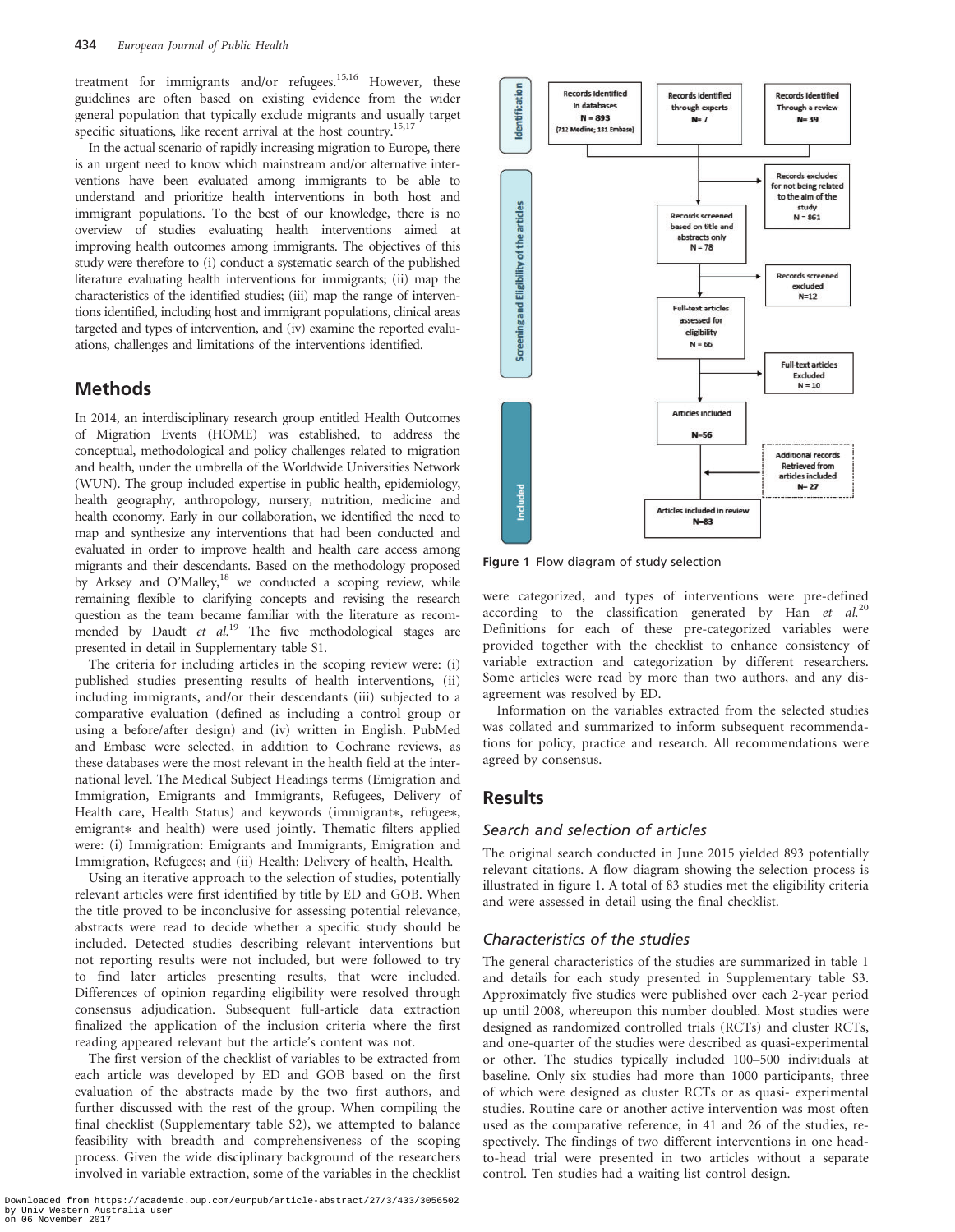treatment for immigrants and/or refugees.[15,16] However, these guidelines are often based on existing evidence from the wider general population that typically exclude migrants and usually target specific situations, like recent arrival at the host country.[15,17]

In the actual scenario of rapidly increasing migration to Europe, there is an urgent need to know which mainstream and/or alternative interventions have been evaluated among immigrants to be able to understand and prioritize health interventions in both host and immigrant populations. To the best of our knowledge, there is no overview of studies evaluating health interventions aimed at improving health outcomes among immigrants. The objectives of this study were therefore to (i) conduct a systematic search of the published literature evaluating health interventions for immigrants; (ii) map the characteristics of the identified studies; (iii) map the range of interventions identified, including host and immigrant populations, clinical areas targeted and types of intervention, and (iv) examine the reported evaluations, challenges and limitations of the interventions identified.

## Methods

In 2014, an interdisciplinary research group entitled Health Outcomes of Migration Events (HOME) was established, to address the conceptual, methodological and policy challenges related to migration and health, under the umbrella of the Worldwide Universities Network (WUN). The group included expertise in public health, epidemiology, health geography, anthropology, nursery, nutrition, medicine and health economy. Early in our collaboration, we identified the need to map and synthesize any interventions that had been conducted and evaluated in order to improve health and health care access among migrants and their descendants. Based on the methodology proposed by Arksey and O'Malley,[18] we conducted a scoping review, while remaining flexible to clarifying concepts and revising the research question as the team became familiar with the literature as recommended by Daudt *et al.*[19] The five methodological stages are presented in detail in Supplementary table S1.

The criteria for including articles in the scoping review were: (i) published studies presenting results of health interventions, (ii) including immigrants, and/or their descendants (iii) subjected to a comparative evaluation (defined as including a control group or using a before/after design) and (iv) written in English. PubMed and Embase were selected, in addition to Cochrane reviews, as these databases were the most relevant in the health field at the international level. The Medical Subject Headings terms (Emigration and Immigration, Emigrants and Immigrants, Refugees, Delivery of Health care, Health Status) and keywords (immigrant*, refugee*, emigrant* and health) were used jointly. Thematic filters applied were: (i) Immigration: Emigrants and Immigrants, Emigration and Immigration, Refugees; and (ii) Health: Delivery of health, Health.

Using an iterative approach to the selection of studies, potentially relevant articles were first identified by title by ED and GOB. When the title proved to be inconclusive for assessing potential relevance, abstracts were read to decide whether a specific study should be included. Detected studies describing relevant interventions but not reporting results were not included, but were followed to try to find later articles presenting results, that were included. Differences of opinion regarding eligibility were resolved through consensus adjudication. Subsequent full-article data extraction finalized the application of the inclusion criteria where the first reading appeared relevant but the article's content was not.

The first version of the checklist of variables to be extracted from each article was developed by ED and GOB based on the first evaluation of the abstracts made by the two first authors, and further discussed with the rest of the group. When compiling the final checklist (Supplementary table S2), we attempted to balance feasibility with breadth and comprehensiveness of the scoping process. Given the wide disciplinary background of the researchers involved in variable extraction, some of the variables in the checklist were categorized, and types of interventions were pre-defined according to the classification generated by Han *et al.*[20] Definitions for each of these pre-categorized variables were provided together with the checklist to enhance consistency of variable extraction and categorization by different researchers. Some articles were read by more than two authors, and any disagreement was resolved by ED.

Information on the variables extracted from the selected studies was collated and summarized to inform subsequent recommendations for policy, practice and research. All recommendations were agreed by consensus.

Identification

Records identified in databases N = 893 (712 Medline; 181 Embase)

Records identified through experts N= 7

Records identified Through a review N= 39

Screening and Eligibility of the articles

Records excluded for not being related to the aim of the study N = 861

Records screened based on title and abstracts only N = 78

Records screened excluded N=12

Full-text articles assessed for eligibility N = 66

Full-text articles Excluded N = 10

Included

Articles included N=56

Additional records Retrieved from articles included N= 27

Articles included in review N=83

Figure 1 Flow diagram of study selection

## Results

### Search and selection of articles

The original search conducted in June 2015 yielded 893 potentially relevant citations. A flow diagram showing the selection process is illustrated in figure 1. A total of 83 studies met the eligibility criteria and were assessed in detail using the final checklist.

### Characteristics of the studies

The general characteristics of the studies are summarized in table 1 and details for each study presented in Supplementary table S3. Approximately five studies were published over each 2-year period up until 2008, whereupon this number doubled. Most studies were designed as randomized controlled trials (RCTs) and cluster RCTs, and one-quarter of the studies were described as quasi-experimental or other. The studies typically included 100–500 individuals at baseline. Only six studies had more than 1000 participants, three of which were designed as cluster RCTs or as quasi- experimental studies. Routine care or another active intervention was most often used as the comparative reference, in 41 and 26 of the studies, respectively. The findings of two different interventions in one head-to-head trial were presented in two articles without a separate control. Ten studies had a waiting list control design.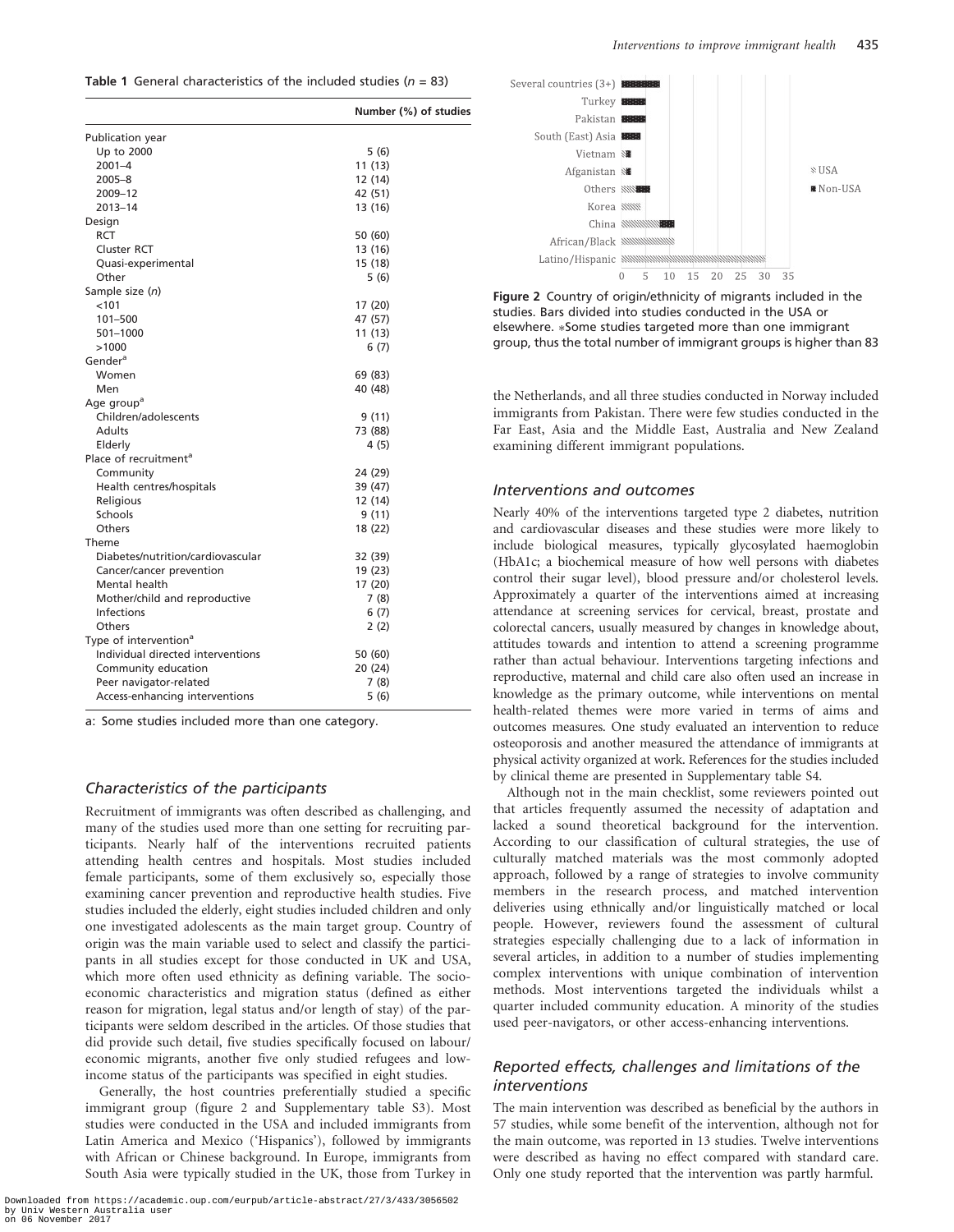**Table 1** General characteristics of the included studies ($n$ = 83)

| | Number (%) of studies |
|---|---|
| Publication year | |
| Up to 2000 | 5 (6) |
| 2001–4 | 11 (13) |
| 2005–8 | 12 (14) |
| 2009–12 | 42 (51) |
| 2013–14 | 13 (16) |
| Design | |
| RCT | 50 (60) |
| Cluster RCT | 13 (16) |
| Quasi-experimental | 15 (18) |
| Other | 5 (6) |
| Sample size ($n$) | |
| <101 | 17 (20) |
| 101–500 | 47 (57) |
| 501–1000 | 11 (13) |
| >1000 | 6 (7) |
| Gender[a] | |
| Women | 69 (83) |
| Men | 40 (48) |
| Age group[a] | |
| Children/adolescents | 9 (11) |
| Adults | 73 (88) |
| Elderly | 4 (5) |
| Place of recruitment[a] | |
| Community | 24 (29) |
| Health centres/hospitals | 39 (47) |
| Religious | 12 (14) |
| Schools | 9 (11) |
| Others | 18 (22) |
| Theme | |
| Diabetes/nutrition/cardiovascular | 32 (39) |
| Cancer/cancer prevention | 19 (23) |
| Mental health | 17 (20) |
| Mother/child and reproductive | 7 (8) |
| Infections | 6 (7) |
| Others | 2 (2) |
| Type of intervention[a] | |
| Individual directed interventions | 50 (60) |
| Community education | 20 (24) |
| Peer navigator-related | 7 (8) |
| Access-enhancing interventions | 5 (6) |

a: Some studies included more than one category.

## Characteristics of the participants

Recruitment of immigrants was often described as challenging, and many of the studies used more than one setting for recruiting participants. Nearly half of the interventions recruited patients attending health centres and hospitals. Most studies included female participants, some of them exclusively so, especially those examining cancer prevention and reproductive health studies. Five studies included the elderly, eight studies included children and only one investigated adolescents as the main target group. Country of origin was the main variable used to select and classify the participants in all studies except for those conducted in UK and USA, which more often used ethnicity as defining variable. The socio-economic characteristics and migration status (defined as either reason for migration, legal status and/or length of stay) of the participants were seldom described in the articles. Of those studies that did provide such detail, five studies specifically focused on labour/economic migrants, another five only studied refugees and low-income status of the participants was specified in eight studies.

Generally, the host countries preferentially studied a specific immigrant group (figure 2 and Supplementary table S3). Most studies were conducted in the USA and included immigrants from Latin America and Mexico ('Hispanics'), followed by immigrants with African or Chinese background. In Europe, immigrants from South Asia were typically studied in the UK, those from Turkey in the Netherlands, and all three studies conducted in Norway included immigrants from Pakistan. There were few studies conducted in the Far East, Asia and the Middle East, Australia and New Zealand examining different immigrant populations.

Several countries (3+)
Turkey
Pakistan
South (East) Asia
Vietnam
Afganistan
Others
Korea
China
African/Black
Latino/Hispanic
0 5 10 15 20 25 30 35
USA
Non-USA

**Figure 2** Country of origin/ethnicity of migrants included in the studies. Bars divided into studies conducted in the USA or elsewhere. *Some studies targeted more than one immigrant group, thus the total number of immigrant groups is higher than 83

## Interventions and outcomes

Nearly 40% of the interventions targeted type 2 diabetes, nutrition and cardiovascular diseases and these studies were more likely to include biological measures, typically glycosylated haemoglobin (HbA1c; a biochemical measure of how well persons with diabetes control their sugar level), blood pressure and/or cholesterol levels. Approximately a quarter of the interventions aimed at increasing attendance at screening services for cervical, breast, prostate and colorectal cancers, usually measured by changes in knowledge about, attitudes towards and intention to attend a screening programme rather than actual behaviour. Interventions targeting infections and reproductive, maternal and child care also often used an increase in knowledge as the primary outcome, while interventions on mental health-related themes were more varied in terms of aims and outcomes measures. One study evaluated an intervention to reduce osteoporosis and another measured the attendance of immigrants at physical activity organized at work. References for the studies included by clinical theme are presented in Supplementary table S4.

Although not in the main checklist, some reviewers pointed out that articles frequently assumed the necessity of adaptation and lacked a sound theoretical background for the intervention. According to our classification of cultural strategies, the use of culturally matched materials was the most commonly adopted approach, followed by a range of strategies to involve community members in the research process, and matched intervention deliveries using ethnically and/or linguistically matched or local people. However, reviewers found the assessment of cultural strategies especially challenging due to a lack of information in several articles, in addition to a number of studies implementing complex interventions with unique combination of intervention methods. Most interventions targeted the individuals whilst a quarter included community education. A minority of the studies used peer-navigators, or other access-enhancing interventions.

## Reported effects, challenges and limitations of the interventions

The main intervention was described as beneficial by the authors in 57 studies, while some benefit of the intervention, although not for the main outcome, was reported in 13 studies. Twelve interventions were described as having no effect compared with standard care. Only one study reported that the intervention was partly harmful.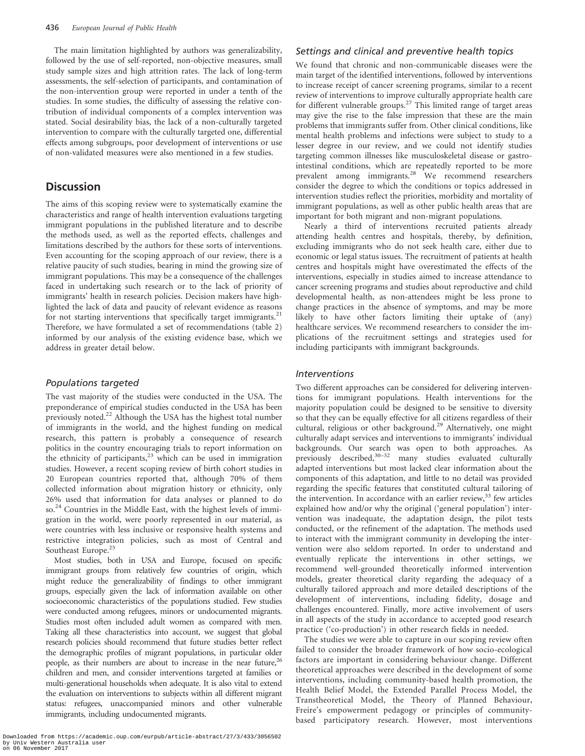The main limitation highlighted by authors was generalizability, followed by the use of self-reported, non-objective measures, small study sample sizes and high attrition rates. The lack of long-term assessments, the self-selection of participants, and contamination of the non-intervention group were reported in under a tenth of the studies. In some studies, the difficulty of assessing the relative contribution of individual components of a complex intervention was stated. Social desirability bias, the lack of a non-culturally targeted intervention to compare with the culturally targeted one, differential effects among subgroups, poor development of interventions or use of non-validated measures were also mentioned in a few studies.

## Discussion

The aims of this scoping review were to systematically examine the characteristics and range of health intervention evaluations targeting immigrant populations in the published literature and to describe the methods used, as well as the reported effects, challenges and limitations described by the authors for these sorts of interventions. Even accounting for the scoping approach of our review, there is a relative paucity of such studies, bearing in mind the growing size of immigrant populations. This may be a consequence of the challenges faced in undertaking such research or to the lack of priority of immigrants' health in research policies. Decision makers have highlighted the lack of data and paucity of relevant evidence as reasons for not starting interventions that specifically target immigrants.[21] Therefore, we have formulated a set of recommendations (table 2) informed by our analysis of the existing evidence base, which we address in greater detail below.

### *Populations targeted*

The vast majority of the studies were conducted in the USA. The preponderance of empirical studies conducted in the USA has been previously noted.[22] Although the USA has the highest total number of immigrants in the world, and the highest funding on medical research, this pattern is probably a consequence of research politics in the country encouraging trials to report information on the ethnicity of participants,[23] which can be used in immigration studies. However, a recent scoping review of birth cohort studies in 20 European countries reported that, although 70% of them collected information about migration history or ethnicity, only 26% used that information for data analyses or planned to do so.[24] Countries in the Middle East, with the highest levels of immigration in the world, were poorly represented in our material, as were countries with less inclusive or responsive health systems and restrictive integration policies, such as most of Central and Southeast Europe.[25]

Most studies, both in USA and Europe, focused on specific immigrant groups from relatively few countries of origin, which might reduce the generalizability of findings to other immigrant groups, especially given the lack of information available on other socioeconomic characteristics of the populations studied. Few studies were conducted among refugees, minors or undocumented migrants. Studies most often included adult women as compared with men. Taking all these characteristics into account, we suggest that global research policies should recommend that future studies better reflect the demographic profiles of migrant populations, in particular older people, as their numbers are about to increase in the near future,[26] children and men, and consider interventions targeted at families or multi-generational households when adequate. It is also vital to extend the evaluation on interventions to subjects within all different migrant status: refugees, unaccompanied minors and other vulnerable immigrants, including undocumented migrants.

### *Settings and clinical and preventive health topics*

We found that chronic and non-communicable diseases were the main target of the identified interventions, followed by interventions to increase receipt of cancer screening programs, similar to a recent review of interventions to improve culturally appropriate health care for different vulnerable groups.[27] This limited range of target areas may give the rise to the false impression that these are the main problems that immigrants suffer from. Other clinical conditions, like mental health problems and infections were subject to study to a lesser degree in our review, and we could not identify studies targeting common illnesses like musculoskeletal disease or gastrointestinal conditions, which are repeatedly reported to be more prevalent among immigrants.[28] We recommend researchers consider the degree to which the conditions or topics addressed in intervention studies reflect the priorities, morbidity and mortality of immigrant populations, as well as other public health areas that are important for both migrant and non-migrant populations.

Nearly a third of interventions recruited patients already attending health centres and hospitals, thereby, by definition, excluding immigrants who do not seek health care, either due to economic or legal status issues. The recruitment of patients at health centres and hospitals might have overestimated the effects of the interventions, especially in studies aimed to increase attendance to cancer screening programs and studies about reproductive and child developmental health, as non-attendees might be less prone to change practices in the absence of symptoms, and may be more likely to have other factors limiting their uptake of (any) healthcare services. We recommend researchers to consider the implications of the recruitment settings and strategies used for including participants with immigrant backgrounds.

### *Interventions*

Two different approaches can be considered for delivering interventions for immigrant populations. Health interventions for the majority population could be designed to be sensitive to diversity so that they can be equally effective for all citizens regardless of their cultural, religious or other background.[29] Alternatively, one might culturally adapt services and interventions to immigrants' individual backgrounds. Our search was open to both approaches. As previously described,[30–32] many studies evaluated culturally adapted interventions but most lacked clear information about the components of this adaptation, and little to no detail was provided regarding the specific features that constituted cultural tailoring of the intervention. In accordance with an earlier review,[33] few articles explained how and/or why the original ('general population') intervention was inadequate, the adaptation design, the pilot tests conducted, or the refinement of the adaptation. The methods used to interact with the immigrant community in developing the intervention were also seldom reported. In order to understand and eventually replicate the interventions in other settings, we recommend well-grounded theoretically informed intervention models, greater theoretical clarity regarding the adequacy of a culturally tailored approach and more detailed descriptions of the development of interventions, including fidelity, dosage and challenges encountered. Finally, more active involvement of users in all aspects of the study in accordance to accepted good research practice ('co-production') in other research fields in needed.

The studies we were able to capture in our scoping review often failed to consider the broader framework of how socio-ecological factors are important in considering behaviour change. Different theoretical approaches were described in the development of some interventions, including community-based health promotion, the Health Belief Model, the Extended Parallel Process Model, the Transtheoretical Model, the Theory of Planned Behaviour, Freire's empowerment pedagogy or principles of community-based participatory research. However, most interventions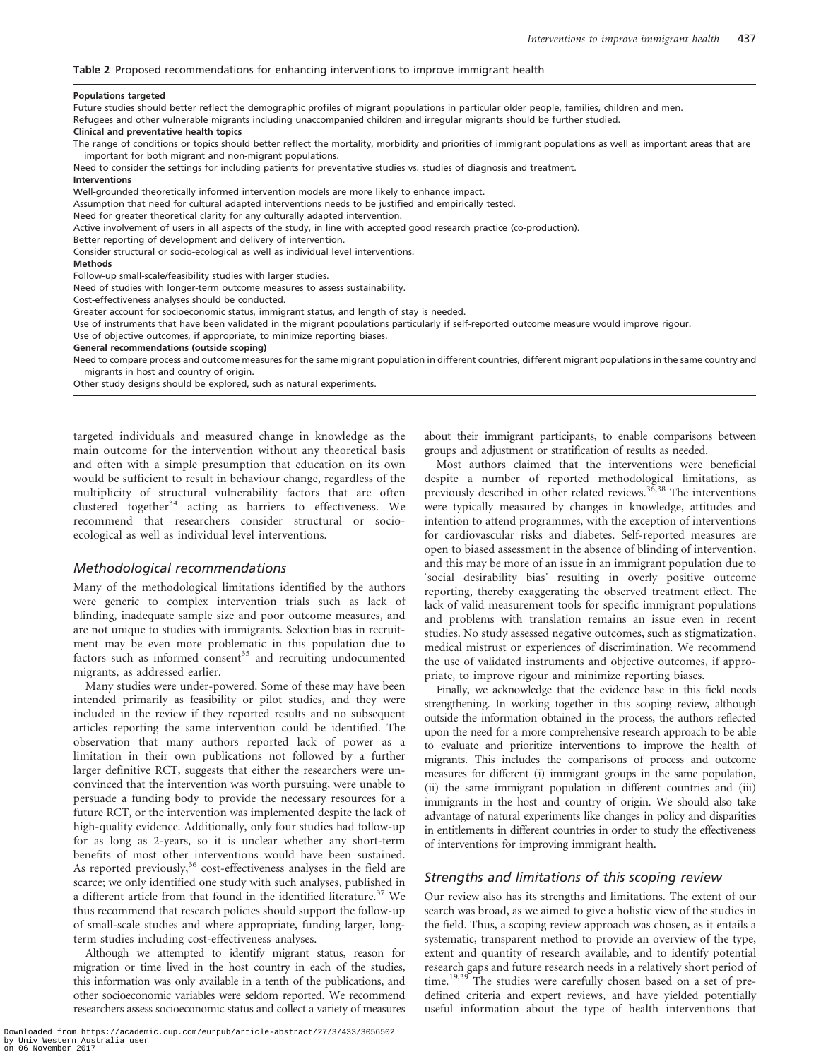**Table 2** Proposed recommendations for enhancing interventions to improve immigrant health

| |
|---|
| **Populations targeted** |
| Future studies should better reflect the demographic profiles of migrant populations in particular older people, families, children and men. |
| Refugees and other vulnerable migrants including unaccompanied children and irregular migrants should be further studied. |
| **Clinical and preventative health topics** |
| The range of conditions or topics should better reflect the mortality, morbidity and priorities of immigrant populations as well as important areas that are important for both migrant and non-migrant populations. |
| Need to consider the settings for including patients for preventative studies vs. studies of diagnosis and treatment. |
| **Interventions** |
| Well-grounded theoretically informed intervention models are more likely to enhance impact. |
| Assumption that need for cultural adapted interventions needs to be justified and empirically tested. |
| Need for greater theoretical clarity for any culturally adapted intervention. |
| Active involvement of users in all aspects of the study, in line with accepted good research practice (co-production). |
| Better reporting of development and delivery of intervention. |
| Consider structural or socio-ecological as well as individual level interventions. |
| **Methods** |
| Follow-up small-scale/feasibility studies with larger studies. |
| Need of studies with longer-term outcome measures to assess sustainability. |
| Cost-effectiveness analyses should be conducted. |
| Greater account for socioeconomic status, immigrant status, and length of stay is needed. |
| Use of instruments that have been validated in the migrant populations particularly if self-reported outcome measure would improve rigour. |
| Use of objective outcomes, if appropriate, to minimize reporting biases. |
| **General recommendations (outside scoping)** |
| Need to compare process and outcome measures for the same migrant population in different countries, different migrant populations in the same country and migrants in host and country of origin. |
| Other study designs should be explored, such as natural experiments. |

targeted individuals and measured change in knowledge as the main outcome for the intervention without any theoretical basis and often with a simple presumption that education on its own would be sufficient to result in behaviour change, regardless of the multiplicity of structural vulnerability factors that are often clustered together[34] acting as barriers to effectiveness. We recommend that researchers consider structural or socio-ecological as well as individual level interventions.

### *Methodological recommendations*

Many of the methodological limitations identified by the authors were generic to complex intervention trials such as lack of blinding, inadequate sample size and poor outcome measures, and are not unique to studies with immigrants. Selection bias in recruitment may be even more problematic in this population due to factors such as informed consent[35] and recruiting undocumented migrants, as addressed earlier.

Many studies were under-powered. Some of these may have been intended primarily as feasibility or pilot studies, and they were included in the review if they reported results and no subsequent articles reporting the same intervention could be identified. The observation that many authors reported lack of power as a limitation in their own publications not followed by a further larger definitive RCT, suggests that either the researchers were unconvinced that the intervention was worth pursuing, were unable to persuade a funding body to provide the necessary resources for a future RCT, or the intervention was implemented despite the lack of high-quality evidence. Additionally, only four studies had follow-up for as long as 2-years, so it is unclear whether any short-term benefits of most other interventions would have been sustained. As reported previously,[36] cost-effectiveness analyses in the field are scarce; we only identified one study with such analyses, published in a different article from that found in the identified literature.[37] We thus recommend that research policies should support the follow-up of small-scale studies and where appropriate, funding larger, long-term studies including cost-effectiveness analyses.

Although we attempted to identify migrant status, reason for migration or time lived in the host country in each of the studies, this information was only available in a tenth of the publications, and other socioeconomic variables were seldom reported. We recommend researchers assess socioeconomic status and collect a variety of measures about their immigrant participants, to enable comparisons between groups and adjustment or stratification of results as needed.

Most authors claimed that the interventions were beneficial despite a number of reported methodological limitations, as previously described in other related reviews.[36,38] The interventions were typically measured by changes in knowledge, attitudes and intention to attend programmes, with the exception of interventions for cardiovascular risks and diabetes. Self-reported measures are open to biased assessment in the absence of blinding of intervention, and this may be more of an issue in an immigrant population due to 'social desirability bias' resulting in overly positive outcome reporting, thereby exaggerating the observed treatment effect. The lack of valid measurement tools for specific immigrant populations and problems with translation remains an issue even in recent studies. No study assessed negative outcomes, such as stigmatization, medical mistrust or experiences of discrimination. We recommend the use of validated instruments and objective outcomes, if appropriate, to improve rigour and minimize reporting biases.

Finally, we acknowledge that the evidence base in this field needs strengthening. In working together in this scoping review, although outside the information obtained in the process, the authors reflected upon the need for a more comprehensive research approach to be able to evaluate and prioritize interventions to improve the health of migrants. This includes the comparisons of process and outcome measures for different (i) immigrant groups in the same population, (ii) the same immigrant population in different countries and (iii) immigrants in the host and country of origin. We should also take advantage of natural experiments like changes in policy and disparities in entitlements in different countries in order to study the effectiveness of interventions for improving immigrant health.

### *Strengths and limitations of this scoping review*

Our review also has its strengths and limitations. The extent of our search was broad, as we aimed to give a holistic view of the studies in the field. Thus, a scoping review approach was chosen, as it entails a systematic, transparent method to provide an overview of the type, extent and quantity of research available, and to identify potential research gaps and future research needs in a relatively short period of time.[19,39] The studies were carefully chosen based on a set of predefined criteria and expert reviews, and have yielded potentially useful information about the type of health interventions that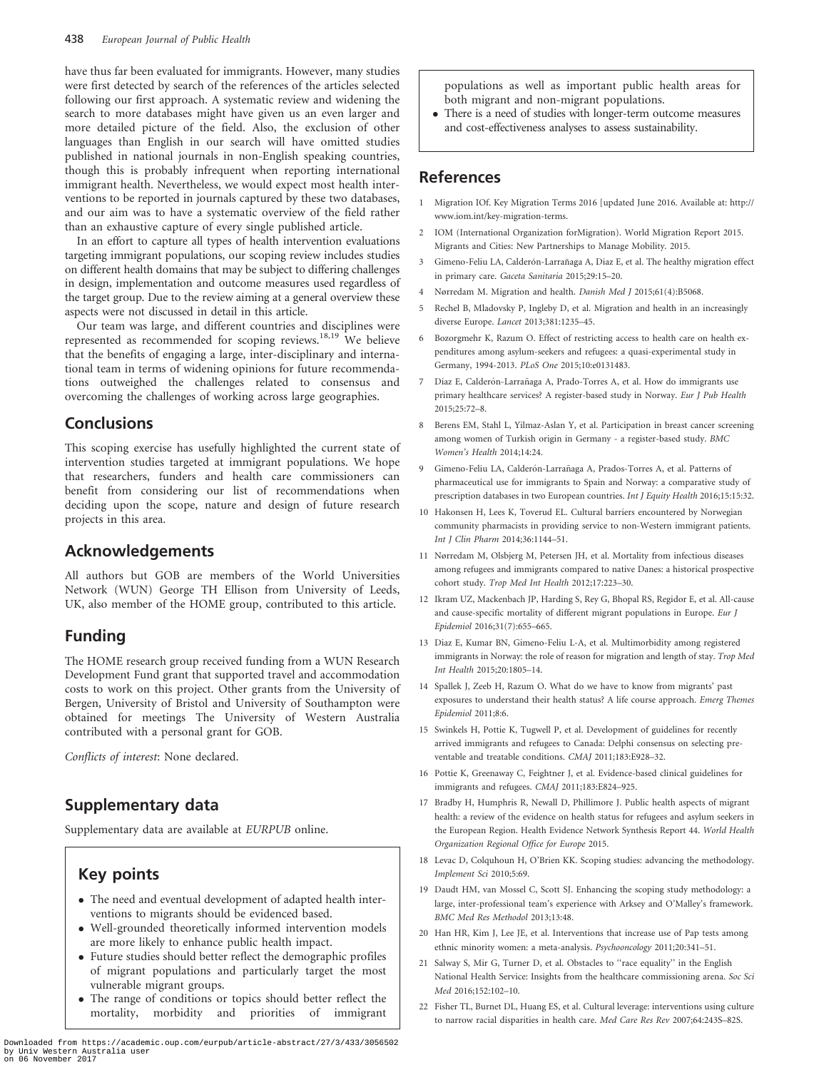have thus far been evaluated for immigrants. However, many studies were first detected by search of the references of the articles selected following our first approach. A systematic review and widening the search to more databases might have given us an even larger and more detailed picture of the field. Also, the exclusion of other languages than English in our search will have omitted studies published in national journals in non-English speaking countries, though this is probably infrequent when reporting international immigrant health. Nevertheless, we would expect most health interventions to be reported in journals captured by these two databases, and our aim was to have a systematic overview of the field rather than an exhaustive capture of every single published article.

In an effort to capture all types of health intervention evaluations targeting immigrant populations, our scoping review includes studies on different health domains that may be subject to differing challenges in design, implementation and outcome measures used regardless of the target group. Due to the review aiming at a general overview these aspects were not discussed in detail in this article.

Our team was large, and different countries and disciplines were represented as recommended for scoping reviews.[18,19] We believe that the benefits of engaging a large, inter-disciplinary and international team in terms of widening opinions for future recommendations outweighed the challenges related to consensus and overcoming the challenges of working across large geographies.

## Conclusions

This scoping exercise has usefully highlighted the current state of intervention studies targeted at immigrant populations. We hope that researchers, funders and health care commissioners can benefit from considering our list of recommendations when deciding upon the scope, nature and design of future research projects in this area.

## Acknowledgements

All authors but GOB are members of the World Universities Network (WUN) George TH Ellison from University of Leeds, UK, also member of the HOME group, contributed to this article.

## Funding

The HOME research group received funding from a WUN Research Development Fund grant that supported travel and accommodation costs to work on this project. Other grants from the University of Bergen, University of Bristol and University of Southampton were obtained for meetings The University of Western Australia contributed with a personal grant for GOB.

*Conflicts of interest*: None declared.

## Supplementary data

Supplementary data are available at *EURPUB* online.

## Key points

- The need and eventual development of adapted health interventions to migrants should be evidenced based.
- Well-grounded theoretically informed intervention models are more likely to enhance public health impact.
- Future studies should better reflect the demographic profiles of migrant populations and particularly target the most vulnerable migrant groups.
- The range of conditions or topics should better reflect the mortality, morbidity and priorities of immigrant populations as well as important public health areas for both migrant and non-migrant populations.
- There is a need of studies with longer-term outcome measures and cost-effectiveness analyses to assess sustainability.

## References

1 Migration IOf. Key Migration Terms 2016 [updated June 2016. Available at: http://www.iom.int/key-migration-terms.

2 IOM (International Organization forMigration). World Migration Report 2015. Migrants and Cities: New Partnerships to Manage Mobility. 2015.

3 Gimeno-Feliu LA, Calderón-Larrañaga A, Diaz E, et al. The healthy migration effect in primary care. *Gaceta Sanitaria* 2015;29:15–20.

4 Nørredam M. Migration and health. *Danish Med J* 2015;61(4):B5068.

5 Rechel B, Mladovsky P, Ingleby D, et al. Migration and health in an increasingly diverse Europe. *Lancet* 2013;381:1235–45.

6 Bozorgmehr K, Razum O. Effect of restricting access to health care on health expenditures among asylum-seekers and refugees: a quasi-experimental study in Germany, 1994-2013. *PLoS One* 2015;10:e0131483.

7 Diaz E, Calderón-Larrañaga A, Prado-Torres A, et al. How do immigrants use primary healthcare services? A register-based study in Norway. *Eur J Pub Health* 2015;25:72–8.

8 Berens EM, Stahl L, Yilmaz-Aslan Y, et al. Participation in breast cancer screening among women of Turkish origin in Germany - a register-based study. *BMC Women's Health* 2014;14:24.

9 Gimeno-Feliu LA, Calderón-Larrañaga A, Prados-Torres A, et al. Patterns of pharmaceutical use for immigrants to Spain and Norway: a comparative study of prescription databases in two European countries. *Int J Equity Health* 2016;15:15:32.

10 Hakonsen H, Lees K, Toverud EL. Cultural barriers encountered by Norwegian community pharmacists in providing service to non-Western immigrant patients. *Int J Clin Pharm* 2014;36:1144–51.

11 Nørredam M, Olsbjerg M, Petersen JH, et al. Mortality from infectious diseases among refugees and immigrants compared to native Danes: a historical prospective cohort study. *Trop Med Int Health* 2012;17:223–30.

12 Ikram UZ, Mackenbach JP, Harding S, Rey G, Bhopal RS, Regidor E, et al. All-cause and cause-specific mortality of different migrant populations in Europe. *Eur J Epidemiol* 2016;31(7):655–665.

13 Diaz E, Kumar BN, Gimeno-Feliu L-A, et al. Multimorbidity among registered immigrants in Norway: the role of reason for migration and length of stay. *Trop Med Int Health* 2015;20:1805–14.

14 Spallek J, Zeeb H, Razum O. What do we have to know from migrants' past exposures to understand their health status? A life course approach. *Emerg Themes Epidemiol* 2011;8:6.

15 Swinkels H, Pottie K, Tugwell P, et al. Development of guidelines for recently arrived immigrants and refugees to Canada: Delphi consensus on selecting preventable and treatable conditions. *CMAJ* 2011;183:E928–32.

16 Pottie K, Greenaway C, Feightner J, et al. Evidence-based clinical guidelines for immigrants and refugees. *CMAJ* 2011;183:E824–925.

17 Bradby H, Humphris R, Newall D, Phillimore J. Public health aspects of migrant health: a review of the evidence on health status for refugees and asylum seekers in the European Region. Health Evidence Network Synthesis Report 44. *World Health Organization Regional Office for Europe* 2015.

18 Levac D, Colquhoun H, O'Brien KK. Scoping studies: advancing the methodology. *Implement Sci* 2010;5:69.

19 Daudt HM, van Mossel C, Scott SJ. Enhancing the scoping study methodology: a large, inter-professional team's experience with Arksey and O'Malley's framework. *BMC Med Res Methodol* 2013;13:48.

20 Han HR, Kim J, Lee JE, et al. Interventions that increase use of Pap tests among ethnic minority women: a meta-analysis. *Psychooncology* 2011;20:341–51.

21 Salway S, Mir G, Turner D, et al. Obstacles to ''race equality'' in the English National Health Service: Insights from the healthcare commissioning arena. *Soc Sci Med* 2016;152:102–10.

22 Fisher TL, Burnet DL, Huang ES, et al. Cultural leverage: interventions using culture to narrow racial disparities in health care. *Med Care Res Rev* 2007;64:243S–82S.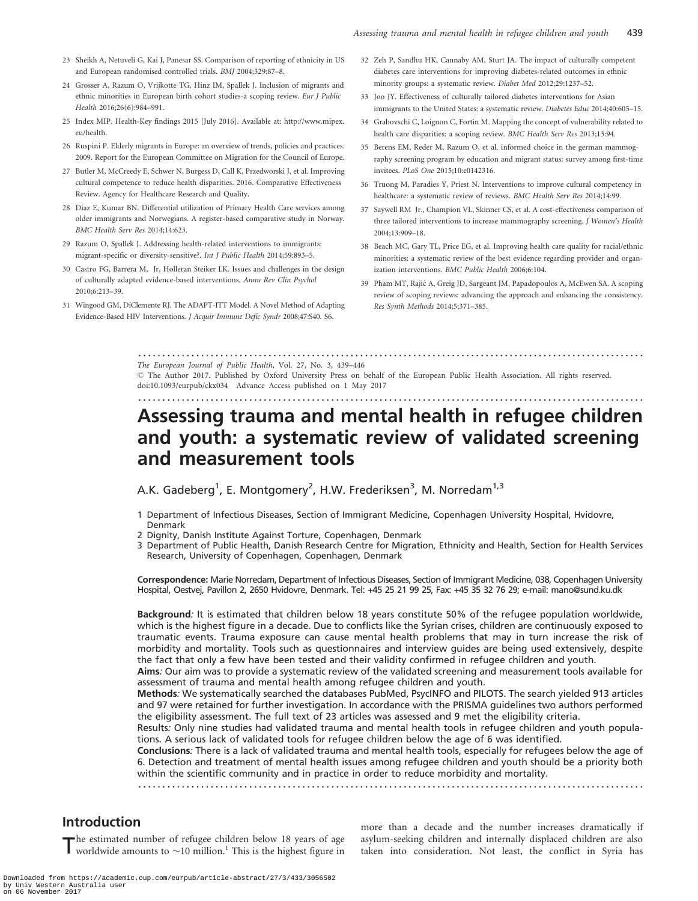23 Sheikh A, Netuveli G, Kai J, Panesar SS. Comparison of reporting of ethnicity in US and European randomised controlled trials. *BMJ* 2004;329:87–8.

24 Grosser A, Razum O, Vrijkotte TG, Hinz IM, Spallek J. Inclusion of migrants and ethnic minorities in European birth cohort studies-a scoping review. *Eur J Public Health* 2016;26(6):984–991.

25 Index MIP. Health-Key findings 2015 [July 2016]. Available at: http://www.mipex.eu/health.

26 Ruspini P. Elderly migrants in Europe: an overview of trends, policies and practices. 2009. Report for the European Committee on Migration for the Council of Europe.

27 Butler M, McCreedy E, Schwer N, Burgess D, Call K, Przedworski J, et al. Improving cultural competence to reduce health disparities. 2016. Comparative Effectiveness Review. Agency for Healthcare Research and Quality.

28 Diaz E, Kumar BN. Differential utilization of Primary Health Care services among older immigrants and Norwegians. A register-based comparative study in Norway. *BMC Health Serv Res* 2014;14:623.

29 Razum O, Spallek J. Addressing health-related interventions to immigrants: migrant-specific or diversity-sensitive?. *Int J Public Health* 2014;59:893–5.

30 Castro FG, Barrera M, Jr, Holleran Steiker LK. Issues and challenges in the design of culturally adapted evidence-based interventions. *Annu Rev Clin Psychol* 2010;6:213–39.

31 Wingood GM, DiClemente RJ. The ADAPT-ITT Model. A Novel Method of Adapting Evidence-Based HIV Interventions. *J Acquir Immune Defic Syndr* 2008;47:S40. S6.

32 Zeh P, Sandhu HK, Cannaby AM, Sturt JA. The impact of culturally competent diabetes care interventions for improving diabetes-related outcomes in ethnic minority groups: a systematic review. *Diabet Med* 2012;29:1237–52.

33 Joo JY. Effectiveness of culturally tailored diabetes interventions for Asian immigrants to the United States: a systematic review. *Diabetes Educ* 2014;40:605–15.

34 Grabovschi C, Loignon C, Fortin M. Mapping the concept of vulnerability related to health care disparities: a scoping review. *BMC Health Serv Res* 2013;13:94.

35 Berens EM, Reder M, Razum O, et al. informed choice in the german mammography screening program by education and migrant status: survey among first-time invitees. *PLoS One* 2015;10:e0142316.

36 Truong M, Paradies Y, Priest N. Interventions to improve cultural competency in healthcare: a systematic review of reviews. *BMC Health Serv Res* 2014;14:99.

37 Saywell RM Jr., Champion VL, Skinner CS, et al. A cost-effectiveness comparison of three tailored interventions to increase mammography screening. *J Women's Health* 2004;13:909–18.

38 Beach MC, Gary TL, Price EG, et al. Improving health care quality for racial/ethnic minorities: a systematic review of the best evidence regarding provider and organization interventions. *BMC Public Health* 2006;6:104.

39 Pham MT, Rajić A, Greig JD, Sargeant JM, Papadopoulos A, McEwen SA. A scoping review of scoping reviews: advancing the approach and enhancing the consistency. *Res Synth Methods* 2014;5;371–385.

---

*The European Journal of Public Health*, Vol. 27, No. 3, 439–446
© The Author 2017. Published by Oxford University Press on behalf of the European Public Health Association. All rights reserved.
doi:10.1093/eurpub/ckx034 Advance Access published on 1 May 2017

# Assessing trauma and mental health in refugee children and youth: a systematic review of validated screening and measurement tools

A.K. Gadeberg[1], E. Montgomery[2], H.W. Frederiksen[3], M. Norredam[1,3]

1 Department of Infectious Diseases, Section of Immigrant Medicine, Copenhagen University Hospital, Hvidovre, Denmark
2 Dignity, Danish Institute Against Torture, Copenhagen, Denmark
3 Department of Public Health, Danish Research Centre for Migration, Ethnicity and Health, Section for Health Services Research, University of Copenhagen, Copenhagen, Denmark

**Correspondence:** Marie Norredam, Department of Infectious Diseases, Section of Immigrant Medicine, 038, Copenhagen University Hospital, Oestvej, Pavillon 2, 2650 Hvidovre, Denmark. Tel: +45 25 21 99 25, Fax: +45 35 32 76 29; e-mail: mano@sund.ku.dk

**Background**: It is estimated that children below 18 years constitute 50% of the refugee population worldwide, which is the highest figure in a decade. Due to conflicts like the Syrian crises, children are continuously exposed to traumatic events. Trauma exposure can cause mental health problems that may in turn increase the risk of morbidity and mortality. Tools such as questionnaires and interview guides are being used extensively, despite the fact that only a few have been tested and their validity confirmed in refugee children and youth.
**Aims**: Our aim was to provide a systematic review of the validated screening and measurement tools available for assessment of trauma and mental health among refugee children and youth.
**Methods**: We systematically searched the databases PubMed, PsycINFO and PILOTS. The search yielded 913 articles and 97 were retained for further investigation. In accordance with the PRISMA guidelines two authors performed the eligibility assessment. The full text of 23 articles was assessed and 9 met the eligibility criteria.
Results: Only nine studies had validated trauma and mental health tools in refugee children and youth populations. A serious lack of validated tools for refugee children below the age of 6 was identified.
**Conclusions**: There is a lack of validated trauma and mental health tools, especially for refugees below the age of 6. Detection and treatment of mental health issues among refugee children and youth should be a priority both within the scientific community and in practice in order to reduce morbidity and mortality.

## Introduction

The estimated number of refugee children below 18 years of age worldwide amounts to ~10 million.[1] This is the highest figure in more than a decade and the number increases dramatically if asylum-seeking children and internally displaced children are also taken into consideration. Not least, the conflict in Syria has